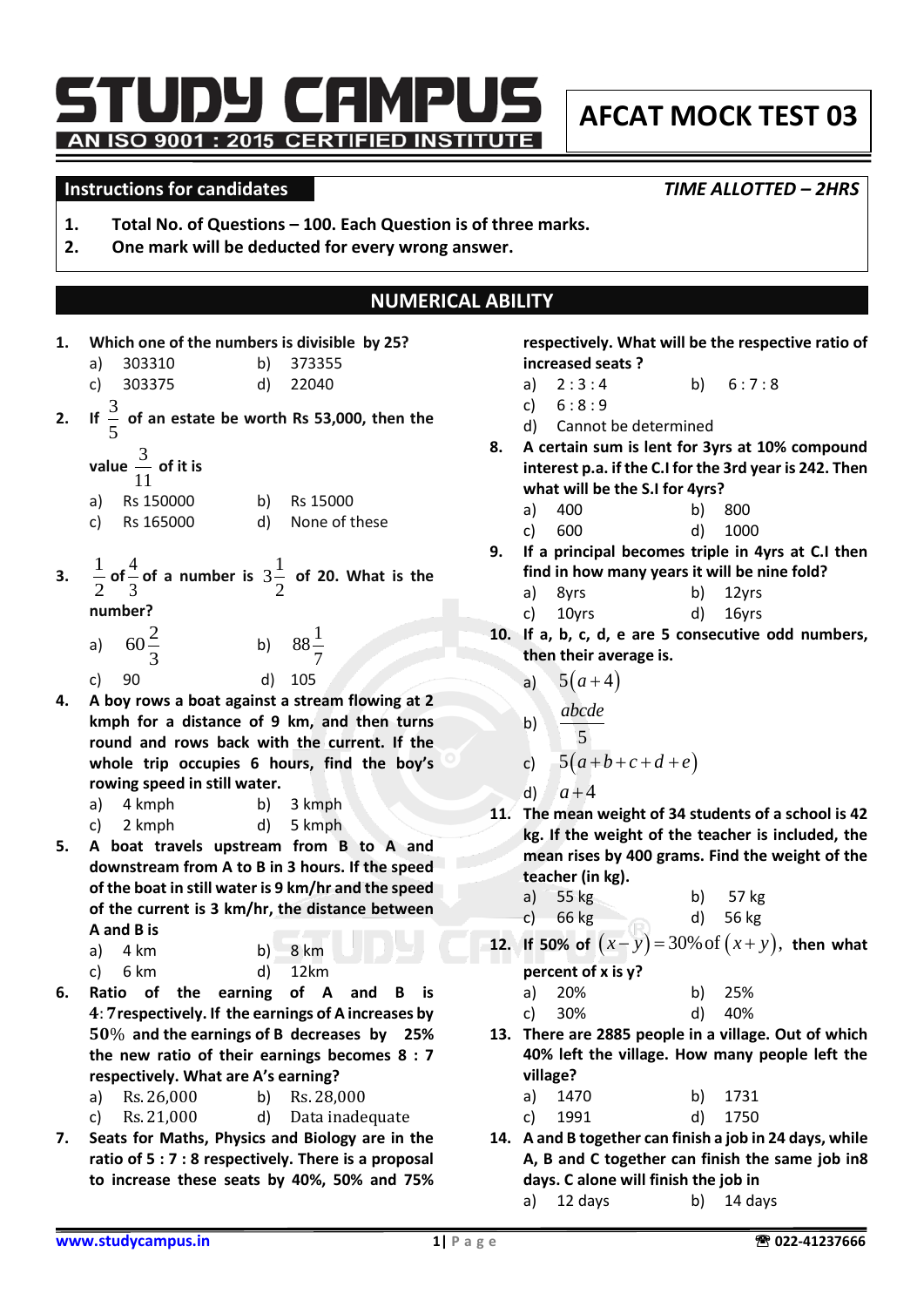# STUDY CAMPUS

AN ISO 9001 : 2015 CERTIFIED INSTITUTE

**AFCAT MOCK TEST 03**

**Instructions for candidates** *TIME ALLOTTED – 2HRS*

1. **Total No. of Questions – 100. Each Question is of three marks.**
2. **One mark will be deducted for every wrong answer.**

## NUMERICAL ABILITY

**1. Which one of the numbers is divisible by 25?**

a) 303310 b) 373355
c) 303375 d) 22040

**2. If $\frac{3}{5}$ of an estate be worth Rs 53,000, then the value $\frac{3}{11}$ of it is**

a) Rs 150000 b) Rs 15000
c) Rs 165000 d) None of these

**3. $\frac{1}{2}$ of $\frac{4}{3}$ of a number is $3\frac{1}{2}$ of 20. What is the number?**

a) $60\frac{2}{3}$ b) $88\frac{1}{7}$
c) 90 d) 105

**4. A boy rows a boat against a stream flowing at 2 kmph for a distance of 9 km, and then turns round and rows back with the current. If the whole trip occupies 6 hours, find the boy's rowing speed in still water.**

a) 4 kmph b) 3 kmph
c) 2 kmph d) 5 kmph

**5. A boat travels upstream from B to A and downstream from A to B in 3 hours. If the speed of the boat in still water is 9 km/hr and the speed of the current is 3 km/hr, the distance between A and B is**

a) 4 km b) 8 km
c) 6 km d) 12km

**6. Ratio of the earning of A and B is 4 : 7 respectively. If the earnings of A increases by 50% and the earnings of B decreases by 25% the new ratio of their earnings becomes 8 : 7 respectively. What are A's earning?**

a) Rs. 26,000 b) Rs. 28,000
c) Rs. 21,000 d) Data inadequate

**7. Seats for Maths, Physics and Biology are in the ratio of 5 : 7 : 8 respectively. There is a proposal to increase these seats by 40%, 50% and 75% respectively. What will be the respective ratio of increased seats ?**

a) 2 : 3 : 4 b) 6 : 7 : 8
c) 6 : 8 : 9
d) Cannot be determined

**8. A certain sum is lent for 3yrs at 10% compound interest p.a. if the C.I for the 3rd year is 242. Then what will be the S.I for 4yrs?**

a) 400 b) 800
c) 600 d) 1000

**9. If a principal becomes triple in 4yrs at C.I then find in how many years it will be nine fold?**

a) 8yrs b) 12yrs
c) 10yrs d) 16yrs

**10. If a, b, c, d, e are 5 consecutive odd numbers, then their average is.**

a) $5(a+4)$
b) $\frac{abcde}{5}$
c) $5(a+b+c+d+e)$
d) $a+4$

**11. The mean weight of 34 students of a school is 42 kg. If the weight of the teacher is included, the mean rises by 400 grams. Find the weight of the teacher (in kg).**

a) 55 kg b) 57 kg
c) 66 kg d) 56 kg

**12. If 50% of $(x-y) = 30\%$ of $(x+y)$, then what percent of x is y?**

a) 20% b) 25%
c) 30% d) 40%

**13. There are 2885 people in a village. Out of which 40% left the village. How many people left the village?**

a) 1470 b) 1731
c) 1991 d) 1750

**14. A and B together can finish a job in 24 days, while A, B and C together can finish the same job in8 days. C alone will finish the job in**

a) 12 days b) 14 days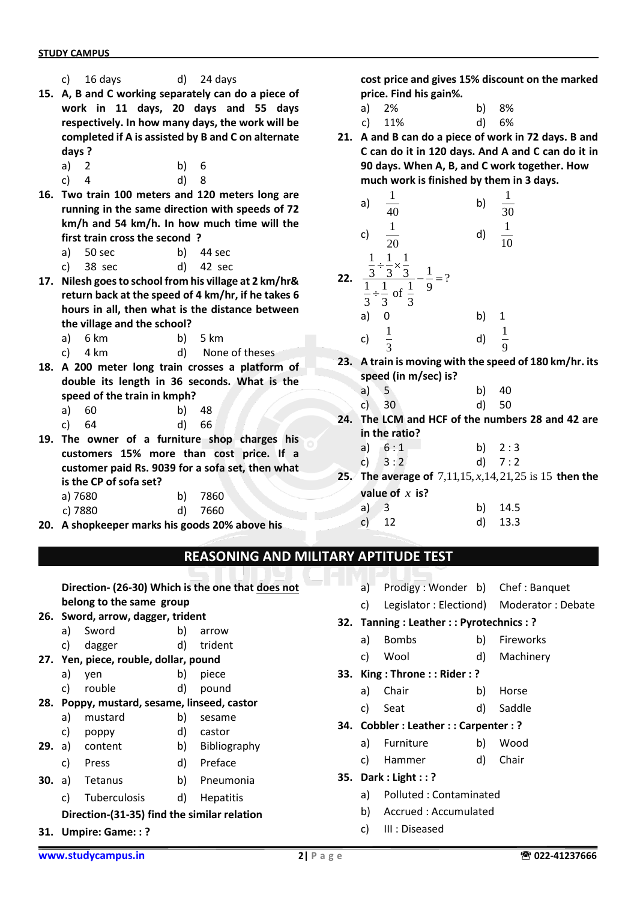c) 16 days d) 24 days

**15. A, B and C working separately can do a piece of work in 11 days, 20 days and 55 days respectively. In how many days, the work will be completed if A is assisted by B and C on alternate days ?**

a) 2 b) 6
c) 4 d) 8

**16. Two train 100 meters and 120 meters long are running in the same direction with speeds of 72 km/h and 54 km/h. In how much time will the first train cross the second ?**

a) 50 sec b) 44 sec
c) 38 sec d) 42 sec

**17. Nilesh goes to school from his village at 2 km/hr& return back at the speed of 4 km/hr, if he takes 6 hours in all, then what is the distance between the village and the school?**

a) 6 km b) 5 km
c) 4 km d) None of theses

**18. A 200 meter long train crosses a platform of double its length in 36 seconds. What is the speed of the train in kmph?**

a) 60 b) 48
c) 64 d) 66

**19. The owner of a furniture shop charges his customers 15% more than cost price. If a customer paid Rs. 9039 for a sofa set, then what is the CP of sofa set?**

a) 7680 b) 7860
c) 7880 d) 7660

**20. A shopkeeper marks his goods 20% above his cost price and gives 15% discount on the marked price. Find his gain%.**

a) 2% b) 8%
c) 11% d) 6%

**21. A and B can do a piece of work in 72 days. B and C can do it in 120 days. And A and C can do it in 90 days. When A, B, and C work together. How much work is finished by them in 3 days.**

a) $\frac{1}{40}$ b) $\frac{1}{30}$
c) $\frac{1}{20}$ d) $\frac{1}{10}$

**22.** $\dfrac{\frac{1}{3} \div \frac{1}{3} \times \frac{1}{3}}{\frac{1}{3} \div \frac{1}{3} \text{ of } \frac{1}{3}} - \frac{1}{9} = ?$

a) 0 b) 1
c) $\frac{1}{3}$ d) $\frac{1}{9}$

**23. A train is moving with the speed of 180 km/hr. its speed (in m/sec) is?**

a) 5 b) 40
c) 30 d) 50

**24. The LCM and HCF of the numbers 28 and 42 are in the ratio?**

a) 6 : 1 b) 2 : 3
c) 3 : 2 d) 7 : 2

**25. The average of $7, 11, 15, x, 14, 21, 25$ is 15 then the value of $x$ is?**

a) 3 b) 14.5
c) 12 d) 13.3

## REASONING AND MILITARY APTITUDE TEST

**Direction- (26-30) Which is the one that <u>does not</u> belong to the same group**

**26. Sword, arrow, dagger, trident**

a) Sword b) arrow
c) dagger d) trident

**27. Yen, piece, rouble, dollar, pound**

a) yen b) piece
c) rouble d) pound

**28. Poppy, mustard, sesame, linseed, castor**

a) mustard b) sesame
c) poppy d) castor

**29.** a) content b) Bibliography
c) Press d) Preface

**30.** a) Tetanus b) Pneumonia
c) Tuberculosis d) Hepatitis

**Direction-(31-35) find the similar relation**

**31. Umpire: Game: : ?**

a) Prodigy : Wonder b) Chef : Banquet
c) Legislator : Electiond) Moderator : Debate

**32. Tanning : Leather : : Pyrotechnics : ?**

a) Bombs b) Fireworks
c) Wool d) Machinery

**33. King : Throne : : Rider : ?**

a) Chair b) Horse
c) Seat d) Saddle

**34. Cobbler : Leather : : Carpenter : ?**

a) Furniture b) Wood
c) Hammer d) Chair

**35. Dark : Light : : ?**

a) Polluted : Contaminated
b) Accrued : Accumulated
c) Ill : Diseased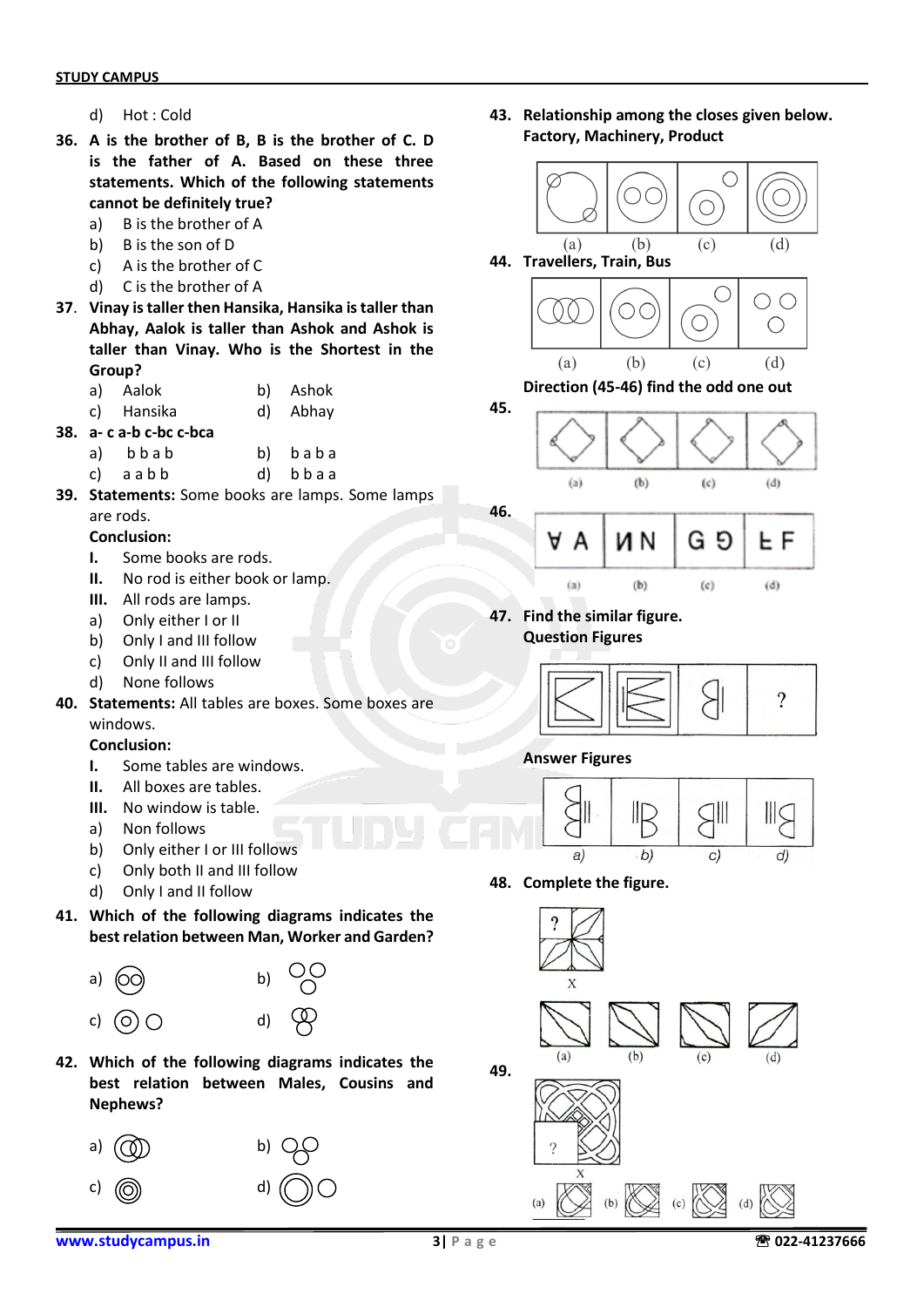d) Hot : Cold

**36. A is the brother of B, B is the brother of C. D is the father of A. Based on these three statements. Which of the following statements cannot be definitely true?**

a) B is the brother of A
b) B is the son of D
c) A is the brother of C
d) C is the brother of A

**37. Vinay is taller then Hansika, Hansika is taller than Abhay, Aalok is taller than Ashok and Ashok is taller than Vinay. Who is the Shortest in the Group?**

a) Aalok
b) Ashok
c) Hansika
d) Abhay

**38. a- c a-b c-bc c-bca**

a) b b a b
b) b a b a
c) a a b b
d) b b a a

**39. Statements:** Some books are lamps. Some lamps are rods.

**Conclusion:**

**I.** Some books are rods.
**II.** No rod is either book or lamp.
**III.** All rods are lamps.

a) Only either I or II
b) Only I and III follow
c) Only II and III follow
d) None follows

**40. Statements:** All tables are boxes. Some boxes are windows.

**Conclusion:**

**I.** Some tables are windows.
**II.** All boxes are tables.
**III.** No window is table.

a) Non follows
b) Only either I or III follows
c) Only both II and III follow
d) Only I and II follow

**41. Which of the following diagrams indicates the best relation between Man, Worker and Garden?**

a) b) c) d)

**42. Which of the following diagrams indicates the best relation between Males, Cousins and Nephews?**

a) b) c) d)

**43. Relationship among the closes given below. Factory, Machinery, Product**

(a) (b) (c) (d)

**44. Travellers, Train, Bus**

(a) (b) (c) (d)

**Direction (45-46) find the odd one out**

**45.**

(a) (b) (c) (d)

**46.**

(a) (b) (c) (d)

**47. Find the similar figure.**
**Question Figures**

?

**Answer Figures**

a) b) c) d)

**48. Complete the figure.**

?

X

(a) (b) (c) (d)

**49.**

?

X

(a) (b) (c) (d)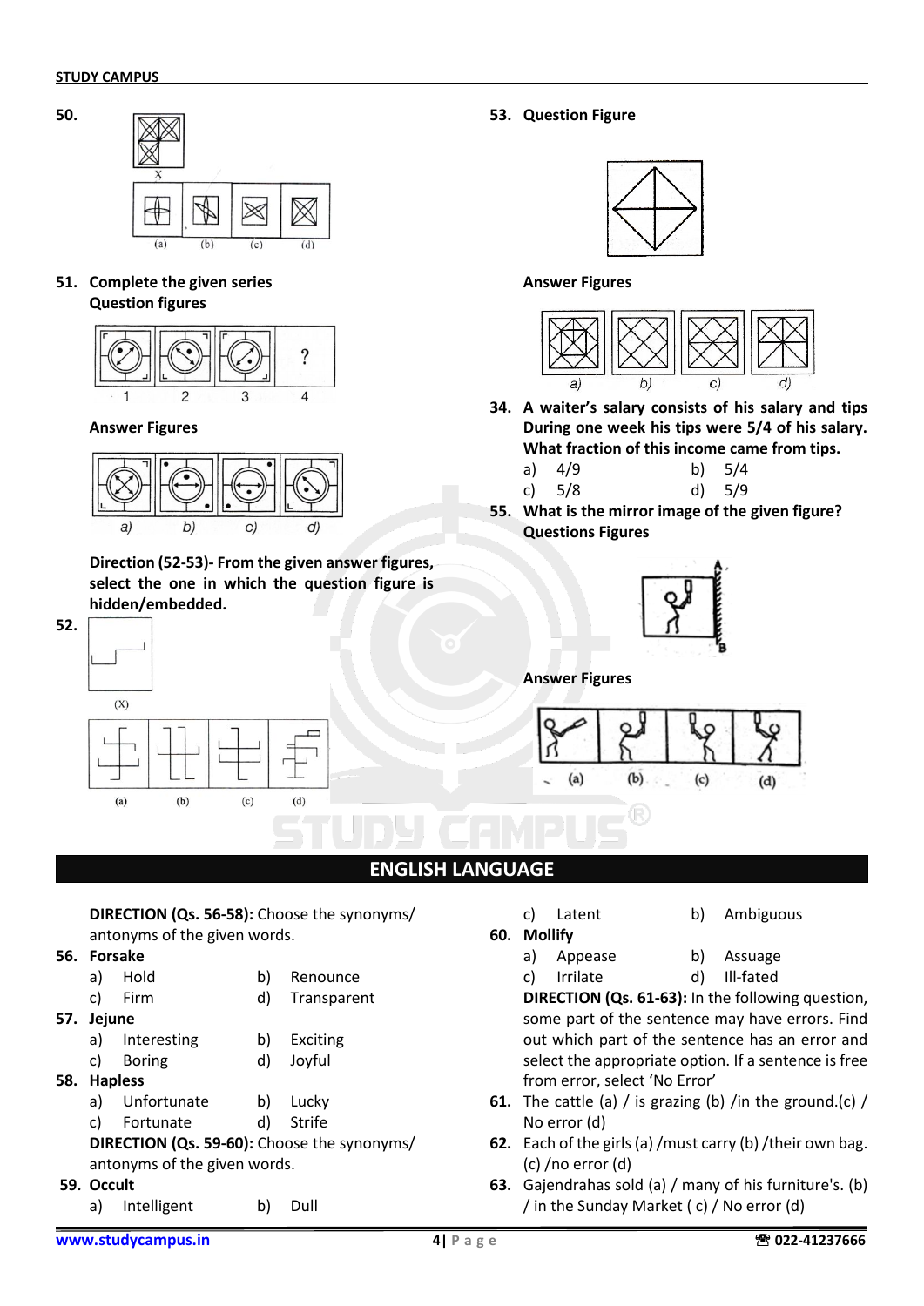**50.**

(a) (b) (c) (d)

**51. Complete the given series**
**Question figures**

1 2 3 4

**Answer Figures**

a) b) c) d)

**Direction (52-53)- From the given answer figures, select the one in which the question figure is hidden/embedded.**

**52.**

(X)

(a) (b) (c) (d)

**53. Question Figure**

**Answer Figures**

a) b) c) d)

**34. A waiter's salary consists of his salary and tips During one week his tips were 5/4 of his salary. What fraction of this income came from tips.**

a) 4/9 b) 5/4
c) 5/8 d) 5/9

**55. What is the mirror image of the given figure?**
**Questions Figures**

**Answer Figures**

(a) (b) (c) (d)

## ENGLISH LANGUAGE

**DIRECTION (Qs. 56-58):** Choose the synonyms/ antonyms of the given words.

**56. Forsake**
a) Hold b) Renounce
c) Firm d) Transparent

**57. Jejune**
a) Interesting b) Exciting
c) Boring d) Joyful

**58. Hapless**
a) Unfortunate b) Lucky
c) Fortunate d) Strife

**DIRECTION (Qs. 59-60):** Choose the synonyms/ antonyms of the given words.

**59. Occult**
a) Intelligent b) Dull
c) Latent b) Ambiguous

**60. Mollify**
a) Appease b) Assuage
c) Irrilate d) Ill-fated

**DIRECTION (Qs. 61-63):** In the following question, some part of the sentence may have errors. Find out which part of the sentence has an error and select the appropriate option. If a sentence is free from error, select 'No Error'

**61.** The cattle (a) / is grazing (b) /in the ground.(c) / No error (d)

**62.** Each of the girls (a) /must carry (b) /their own bag. (c) /no error (d)

**63.** Gajendrahas sold (a) / many of his furniture's. (b) / in the Sunday Market ( c) / No error (d)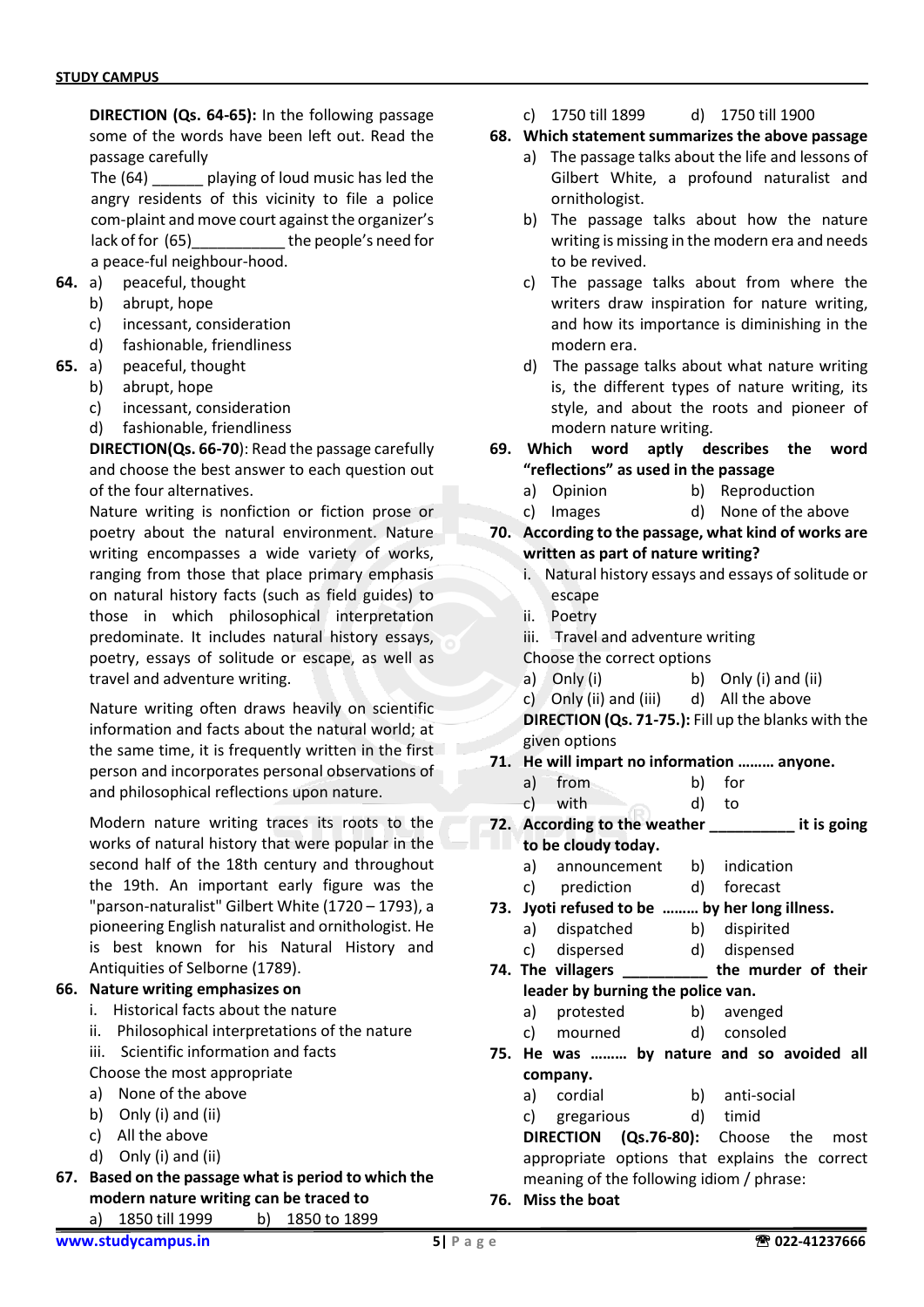**DIRECTION (Qs. 64-65):** In the following passage some of the words have been left out. Read the passage carefully

The (64) ______ playing of loud music has led the angry residents of this vicinity to file a police com-plaint and move court against the organizer's lack of for (65)___________ the people's need for a peace-ful neighbour-hood.

**64.** a) peaceful, thought
b) abrupt, hope
c) incessant, consideration
d) fashionable, friendliness

**65.** a) peaceful, thought
b) abrupt, hope
c) incessant, consideration
d) fashionable, friendliness

**DIRECTION(Qs. 66-70)**: Read the passage carefully and choose the best answer to each question out of the four alternatives.

Nature writing is nonfiction or fiction prose or poetry about the natural environment. Nature writing encompasses a wide variety of works, ranging from those that place primary emphasis on natural history facts (such as field guides) to those in which philosophical interpretation predominate. It includes natural history essays, poetry, essays of solitude or escape, as well as travel and adventure writing.

Nature writing often draws heavily on scientific information and facts about the natural world; at the same time, it is frequently written in the first person and incorporates personal observations of and philosophical reflections upon nature.

Modern nature writing traces its roots to the works of natural history that were popular in the second half of the 18th century and throughout the 19th. An important early figure was the "parson-naturalist" Gilbert White (1720 – 1793), a pioneering English naturalist and ornithologist. He is best known for his Natural History and Antiquities of Selborne (1789).

**66. Nature writing emphasizes on**
i. Historical facts about the nature
ii. Philosophical interpretations of the nature
iii. Scientific information and facts

Choose the most appropriate
a) None of the above
b) Only (i) and (ii)
c) All the above
d) Only (i) and (ii)

**67. Based on the passage what is period to which the modern nature writing can be traced to**
a) 1850 till 1999 b) 1850 to 1899
c) 1750 till 1899 d) 1750 till 1900

**68. Which statement summarizes the above passage**
a) The passage talks about the life and lessons of Gilbert White, a profound naturalist and ornithologist.
b) The passage talks about how the nature writing is missing in the modern era and needs to be revived.
c) The passage talks about from where the writers draw inspiration for nature writing, and how its importance is diminishing in the modern era.
d) The passage talks about what nature writing is, the different types of nature writing, its style, and about the roots and pioneer of modern nature writing.

**69. Which word aptly describes the word "reflections" as used in the passage**
a) Opinion b) Reproduction
c) Images d) None of the above

**70. According to the passage, what kind of works are written as part of nature writing?**
i. Natural history essays and essays of solitude or escape
ii. Poetry
iii. Travel and adventure writing

Choose the correct options
a) Only (i) b) Only (i) and (ii)
c) Only (ii) and (iii) d) All the above

**DIRECTION (Qs. 71-75.):** Fill up the blanks with the given options

**71. He will impart no information ……… anyone.**
a) from b) for
c) with d) to

**72. According to the weather __________ it is going to be cloudy today.**
a) announcement b) indication
c) prediction d) forecast

**73. Jyoti refused to be ……… by her long illness.**
a) dispatched b) dispirited
c) dispersed d) dispensed

**74. The villagers __________ the murder of their leader by burning the police van.**
a) protested b) avenged
c) mourned d) consoled

**75. He was ……… by nature and so avoided all company.**
a) cordial b) anti-social
c) gregarious d) timid

**DIRECTION (Qs.76-80):** Choose the most appropriate options that explains the correct meaning of the following idiom / phrase:

**76. Miss the boat**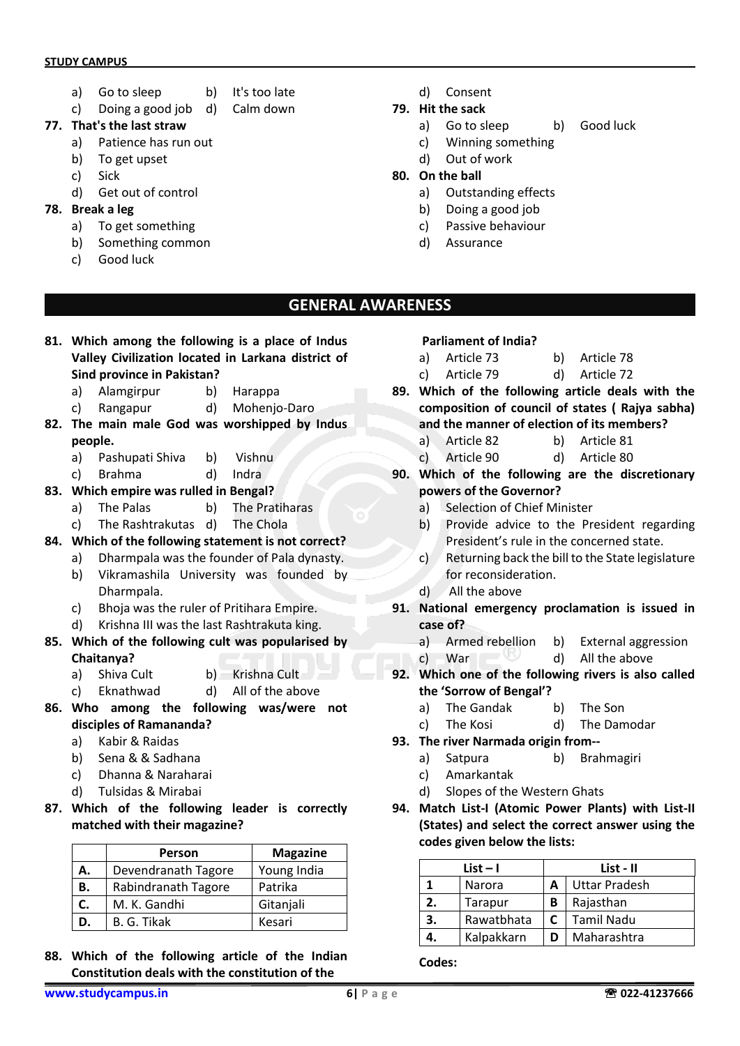a) Go to sleep b) It's too late
c) Doing a good job d) Calm down

**77. That's the last straw**
a) Patience has run out
b) To get upset
c) Sick
d) Get out of control

**78. Break a leg**
a) To get something
b) Something common
c) Good luck
d) Consent

**79. Hit the sack**
a) Go to sleep b) Good luck
c) Winning something
d) Out of work

**80. On the ball**
a) Outstanding effects
b) Doing a good job
c) Passive behaviour
d) Assurance

## GENERAL AWARENESS

**81. Which among the following is a place of Indus Valley Civilization located in Larkana district of Sind province in Pakistan?**
a) Alamgirpur b) Harappa
c) Rangapur d) Mohenjo-Daro

**82. The main male God was worshipped by Indus people.**
a) Pashupati Shiva b) Vishnu
c) Brahma d) Indra

**83. Which empire was rulled in Bengal?**
a) The Palas b) The Pratiharas
c) The Rashtrakutas d) The Chola

**84. Which of the following statement is not correct?**
a) Dharmpala was the founder of Pala dynasty.
b) Vikramashila University was founded by Dharmpala.
c) Bhoja was the ruler of Pritihara Empire.
d) Krishna III was the last Rashtrakuta king.

**85. Which of the following cult was popularised by Chaitanya?**
a) Shiva Cult b) Krishna Cult
c) Eknathwad d) All of the above

**86. Who among the following was/were not disciples of Ramananda?**
a) Kabir & Raidas
b) Sena & & Sadhana
c) Dhanna & Naraharai
d) Tulsidas & Mirabai

**87. Which of the following leader is correctly matched with their magazine?**

| | Person | Magazine |
|---|---|---|
| A. | Devendranath Tagore | Young India |
| B. | Rabindranath Tagore | Patrika |
| C. | M. K. Gandhi | Gitanjali |
| D. | B. G. Tikak | Kesari |

**88. Which of the following article of the Indian Constitution deals with the constitution of the Parliament of India?**
a) Article 73 b) Article 78
c) Article 79 d) Article 72

**89. Which of the following article deals with the composition of council of states ( Rajya sabha) and the manner of election of its members?**
a) Article 82 b) Article 81
c) Article 90 d) Article 80

**90. Which of the following are the discretionary powers of the Governor?**
a) Selection of Chief Minister
b) Provide advice to the President regarding President's rule in the concerned state.
c) Returning back the bill to the State legislature for reconsideration.
d) All the above

**91. National emergency proclamation is issued in case of?**
a) Armed rebellion b) External aggression
c) War d) All the above

**92. Which one of the following rivers is also called the 'Sorrow of Bengal'?**
a) The Gandak b) The Son
c) The Kosi d) The Damodar

**93. The river Narmada origin from--**
a) Satpura b) Brahmagiri
c) Amarkantak
d) Slopes of the Western Ghats

**94. Match List-I (Atomic Power Plants) with List-II (States) and select the correct answer using the codes given below the lists:**

| | List – I | | List - II |
|---|---|---|---|
| 1 | Narora | A | Uttar Pradesh |
| 2. | Tarapur | B | Rajasthan |
| 3. | Rawatbhata | C | Tamil Nadu |
| 4. | Kalpakkarn | D | Maharashtra |

**Codes:**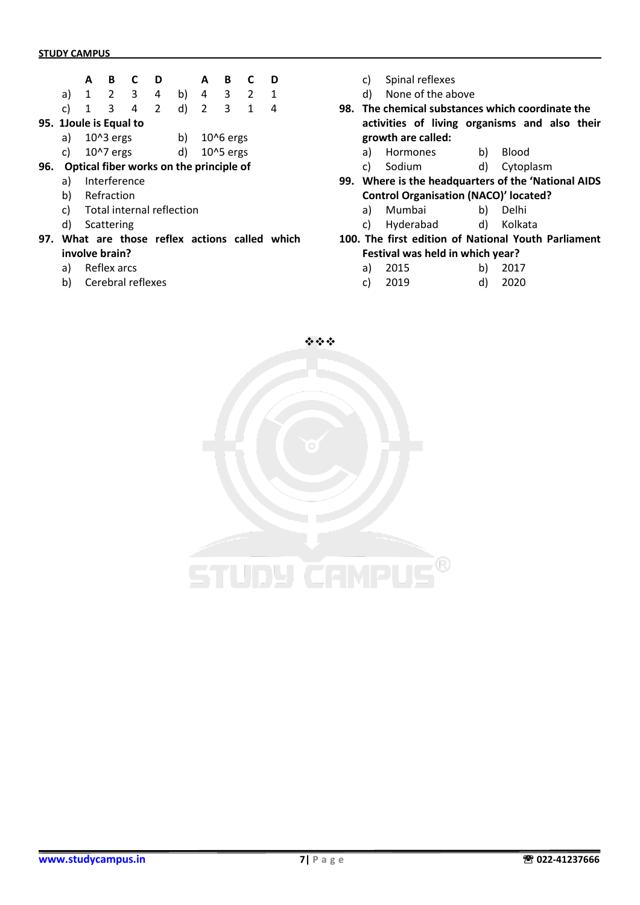| | A | B | C | D | | A | B | C | D |
|---|---|---|---|---|---|---|---|---|---|
| a) | 1 | 2 | 3 | 4 | b) | 4 | 3 | 2 | 1 |
| c) | 1 | 3 | 4 | 2 | d) | 2 | 3 | 1 | 4 |

**95. 1Joule is Equal to**

a) $10^3$ ergs  b) $10^6$ ergs
c) $10^7$ ergs  d) $10^5$ ergs

**96. Optical fiber works on the principle of**

a) Interference
b) Refraction
c) Total internal reflection
d) Scattering

**97. What are those reflex actions called which involve brain?**

a) Reflex arcs
b) Cerebral reflexes
c) Spinal reflexes
d) None of the above

**98. The chemical substances which coordinate the activities of living organisms and also their growth are called:**

a) Hormones  b) Blood
c) Sodium  d) Cytoplasm

**99. Where is the headquarters of the 'National AIDS Control Organisation (NACO)' located?**

a) Mumbai  b) Delhi
c) Hyderabad  d) Kolkata

**100. The first edition of National Youth Parliament Festival was held in which year?**

a) 2015  b) 2017
c) 2019  d) 2020

❖❖❖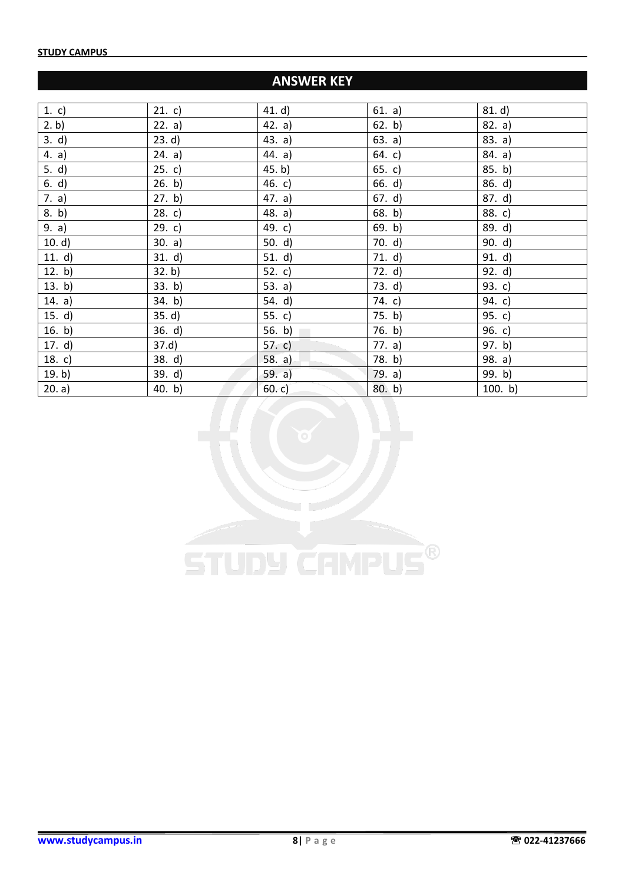## ANSWER KEY

| | | | | |
|---|---|---|---|---|
| 1. c) | 21. c) | 41. d) | 61. a) | 81. d) |
| 2. b) | 22. a) | 42. a) | 62. b) | 82. a) |
| 3. d) | 23. d) | 43. a) | 63. a) | 83. a) |
| 4. a) | 24. a) | 44. a) | 64. c) | 84. a) |
| 5. d) | 25. c) | 45. b) | 65. c) | 85. b) |
| 6. d) | 26. b) | 46. c) | 66. d) | 86. d) |
| 7. a) | 27. b) | 47. a) | 67. d) | 87. d) |
| 8. b) | 28. c) | 48. a) | 68. b) | 88. c) |
| 9. a) | 29. c) | 49. c) | 69. b) | 89. d) |
| 10. d) | 30. a) | 50. d) | 70. d) | 90. d) |
| 11. d) | 31. d) | 51. d) | 71. d) | 91. d) |
| 12. b) | 32. b) | 52. c) | 72. d) | 92. d) |
| 13. b) | 33. b) | 53. a) | 73. d) | 93. c) |
| 14. a) | 34. b) | 54. d) | 74. c) | 94. c) |
| 15. d) | 35. d) | 55. c) | 75. b) | 95. c) |
| 16. b) | 36. d) | 56. b) | 76. b) | 96. c) |
| 17. d) | 37.d) | 57. c) | 77. a) | 97. b) |
| 18. c) | 38. d) | 58. a) | 78. b) | 98. a) |
| 19. b) | 39. d) | 59. a) | 79. a) | 99. b) |
| 20. a) | 40. b) | 60. c) | 80. b) | 100. b) |